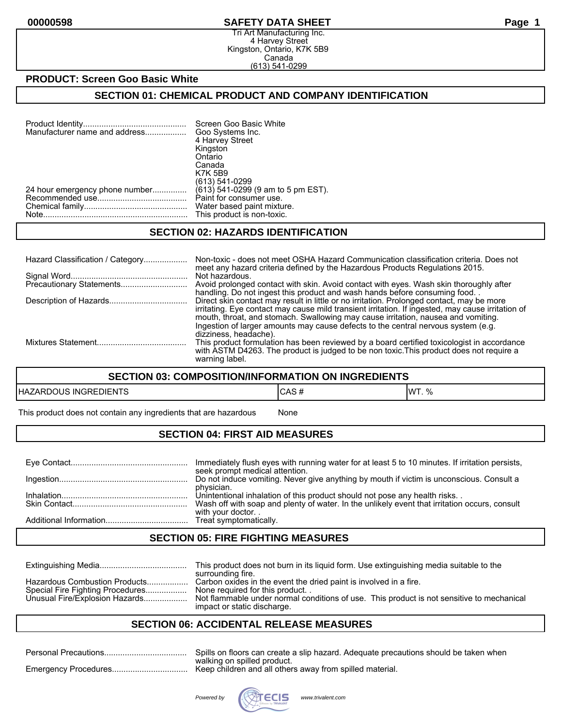**00000598** **SAFETY DATA SHEET**

Tri Art Manufacturing Inc.
4 Harvey Street
Kingston, Ontario, K7K 5B9
Canada
(613) 541-0299

**PRODUCT: Screen Goo Basic White**

## SECTION 01: CHEMICAL PRODUCT AND COMPANY IDENTIFICATION

| | |
|---|---|
| Product Identity | Screen Goo Basic White |
| Manufacturer name and address | Goo Systems Inc.<br>4 Harvey Street<br>Kingston<br>Ontario<br>Canada<br>K7K 5B9<br>(613) 541-0299 |
| 24 hour emergency phone number | (613) 541-0299 (9 am to 5 pm EST). |
| Recommended use | Paint for consumer use. |
| Chemical family | Water based paint mixture. |
| Note | This product is non-toxic. |

## SECTION 02: HAZARDS IDENTIFICATION

| | |
|---|---|
| Hazard Classification / Category | Non-toxic - does not meet OSHA Hazard Communication classification criteria. Does not meet any hazard criteria defined by the Hazardous Products Regulations 2015. |
| Signal Word | Not hazardous. |
| Precautionary Statements | Avoid prolonged contact with skin. Avoid contact with eyes. Wash skin thoroughly after handling. Do not ingest this product and wash hands before consuming food. . |
| Description of Hazards | Direct skin contact may result in little or no irritation. Prolonged contact, may be more irritating. Eye contact may cause mild transient irritation. If ingested, may cause irritation of mouth, throat, and stomach. Swallowing may cause irritation, nausea and vomiting. Ingestion of larger amounts may cause defects to the central nervous system (e.g. dizziness, headache). |
| Mixtures Statement | This product formulation has been reviewed by a board certified toxicologist in accordance with ASTM D4263. The product is judged to be non toxic.This product does not require a warning label. |

## SECTION 03: COMPOSITION/INFORMATION ON INGREDIENTS

| HAZARDOUS INGREDIENTS | CAS # | WT. % |
|---|---|---|
| This product does not contain any ingredients that are hazardous | None | |

## SECTION 04: FIRST AID MEASURES

| | |
|---|---|
| Eye Contact | Immediately flush eyes with running water for at least 5 to 10 minutes. If irritation persists, seek prompt medical attention. |
| Ingestion | Do not induce vomiting. Never give anything by mouth if victim is unconscious. Consult a physician. |
| Inhalation | Unintentional inhalation of this product should not pose any health risks. . |
| Skin Contact | Wash off with soap and plenty of water. In the unlikely event that irritation occurs, consult with your doctor. . |
| Additional Information | Treat symptomatically. |

## SECTION 05: FIRE FIGHTING MEASURES

| | |
|---|---|
| Extinguishing Media | This product does not burn in its liquid form. Use extinguishing media suitable to the surrounding fire. |
| Hazardous Combustion Products | Carbon oxides in the event the dried paint is involved in a fire. |
| Special Fire Fighting Procedures | None required for this product. . |
| Unusual Fire/Explosion Hazards | Not flammable under normal conditions of use. This product is not sensitive to mechanical impact or static discharge. |

## SECTION 06: ACCIDENTAL RELEASE MEASURES

| | |
|---|---|
| Personal Precautions | Spills on floors can create a slip hazard. Adequate precautions should be taken when walking on spilled product. |
| Emergency Procedures | Keep children and all others away from spilled material. |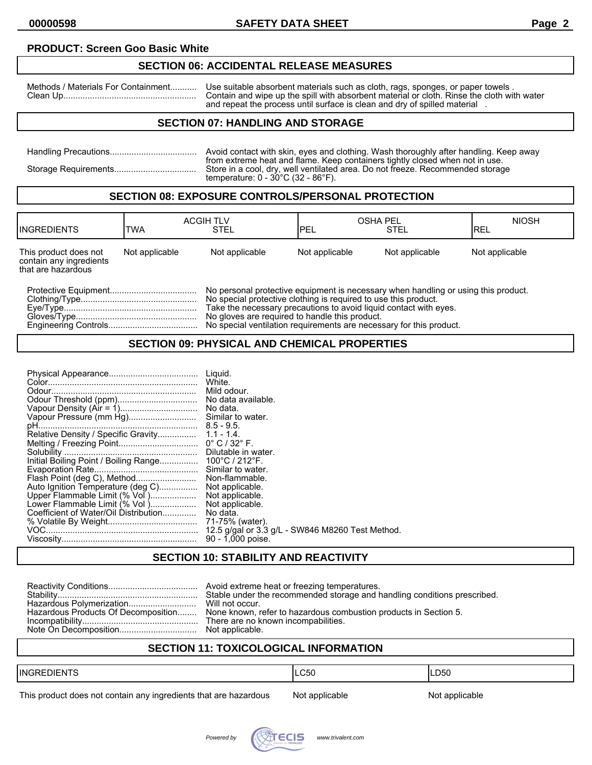**PRODUCT: Screen Goo Basic White**

## SECTION 06: ACCIDENTAL RELEASE MEASURES

Methods / Materials For Containment........... Use suitable absorbent materials such as cloth, rags, sponges, or paper towels .
Clean Up....................................................... Contain and wipe up the spill with absorbent material or cloth. Rinse the cloth with water and repeat the process until surface is clean and dry of spilled material .

## SECTION 07: HANDLING AND STORAGE

Handling Precautions.................................... Avoid contact with skin, eyes and clothing. Wash thoroughly after handling. Keep away from extreme heat and flame. Keep containers tightly closed when not in use.
Storage Requirements.................................. Store in a cool, dry, well ventilated area. Do not freeze. Recommended storage temperature: 0 - 30°C (32 - 86°F).

## SECTION 08: EXPOSURE CONTROLS/PERSONAL PROTECTION

| INGREDIENTS | ACGIH TLV | | OSHA PEL | | NIOSH |
|---|---|---|---|---|---|
| | TWA | STEL | PEL | STEL | REL |
| This product does not contain any ingredients that are hazardous | Not applicable | Not applicable | Not applicable | Not applicable | Not applicable |

Protective Equipment.................................... No personal protective equipment is necessary when handling or using this product.
Clothing/Type................................................ No special protective clothing is required to use this product.
Eye/Type....................................................... Take the necessary precautions to avoid liquid contact with eyes.
Gloves/Type.................................................. No gloves are required to handle this product.
Engineering Controls..................................... No special ventilation requirements are necessary for this product.

## SECTION 09: PHYSICAL AND CHEMICAL PROPERTIES

Physical Appearance..................................... Liquid.
Color.............................................................. White.
Odour............................................................. Mild odour.
Odour Threshold (ppm)................................. No data available.
Vapour Density (Air = 1)................................ No data.
Vapour Pressure (mm Hg)............................ Similar to water.
pH.................................................................. 8.5 - 9.5.
Relative Density / Specific Gravity................ 1.1 - 1.4.
Melting / Freezing Point................................. 0° C / 32° F.
Solubility ....................................................... Dilutable in water.
Initial Boiling Point / Boiling Range................ 100°C / 212°F.
Evaporation Rate........................................... Similar to water.
Flash Point (deg C), Method......................... Non-flammable.
Auto Ignition Temperature (deg C)................ Not applicable.
Upper Flammable Limit (% Vol )................... Not applicable.
Lower Flammable Limit (% Vol )................... Not applicable.
Coefficient of Water/Oil Distribution.............. No data.
% Volatile By Weight..................................... 71-75% (water).
VOC............................................................... 12.5 g/gal or 3.3 g/L - SW846 M8260 Test Method.
Viscosity........................................................ 90 - 1,000 poise.

## SECTION 10: STABILITY AND REACTIVITY

Reactivity Conditions..................................... Avoid extreme heat or freezing temperatures.
Stability.......................................................... Stable under the recommended storage and handling conditions prescribed.
Hazardous Polymerization............................ Will not occur.
Hazardous Products Of Decomposition......... None known, refer to hazardous combustion products in Section 5.
Incompatibility................................................ There are no known incompatibilities.
Note On Decomposition................................ Not applicable.

## SECTION 11: TOXICOLOGICAL INFORMATION

| INGREDIENTS | LC50 | LD50 |
|---|---|---|
| This product does not contain any ingredients that are hazardous | Not applicable | Not applicable |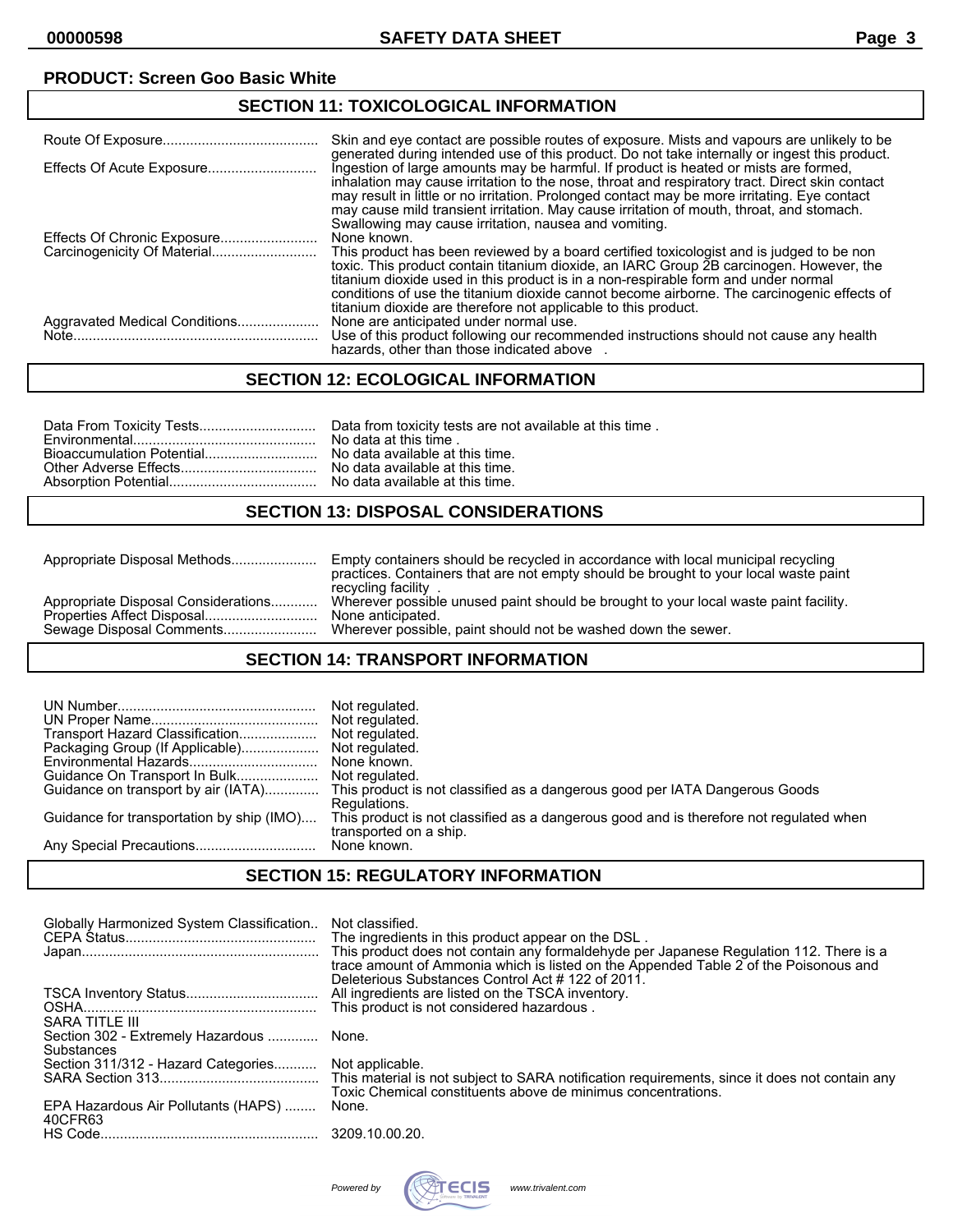**PRODUCT: Screen Goo Basic White**

## SECTION 11: TOXICOLOGICAL INFORMATION

| | |
|---|---|
| Route Of Exposure | Skin and eye contact are possible routes of exposure. Mists and vapours are unlikely to be generated during intended use of this product. Do not take internally or ingest this product. |
| Effects Of Acute Exposure | Ingestion of large amounts may be harmful. If product is heated or mists are formed, inhalation may cause irritation to the nose, throat and respiratory tract. Direct skin contact may result in little or no irritation. Prolonged contact may be more irritating. Eye contact may cause mild transient irritation. May cause irritation of mouth, throat, and stomach. Swallowing may cause irritation, nausea and vomiting. |
| Effects Of Chronic Exposure | None known. |
| Carcinogenicity Of Material | This product has been reviewed by a board certified toxicologist and is judged to be non toxic. This product contain titanium dioxide, an IARC Group 2B carcinogen. However, the titanium dioxide used in this product is in a non-respirable form and under normal conditions of use the titanium dioxide cannot become airborne. The carcinogenic effects of titanium dioxide are therefore not applicable to this product. |
| Aggravated Medical Conditions | None are anticipated under normal use. |
| Note | Use of this product following our recommended instructions should not cause any health hazards, other than those indicated above . |

## SECTION 12: ECOLOGICAL INFORMATION

| | |
|---|---|
| Data From Toxicity Tests | Data from toxicity tests are not available at this time . |
| Environmental | No data at this time . |
| Bioaccumulation Potential | No data available at this time. |
| Other Adverse Effects | No data available at this time. |
| Absorption Potential | No data available at this time. |

## SECTION 13: DISPOSAL CONSIDERATIONS

| | |
|---|---|
| Appropriate Disposal Methods | Empty containers should be recycled in accordance with local municipal recycling practices. Containers that are not empty should be brought to your local waste paint recycling facility . |
| Appropriate Disposal Considerations | Wherever possible unused paint should be brought to your local waste paint facility. |
| Properties Affect Disposal | None anticipated. |
| Sewage Disposal Comments | Wherever possible, paint should not be washed down the sewer. |

## SECTION 14: TRANSPORT INFORMATION

| | |
|---|---|
| UN Number | Not regulated. |
| UN Proper Name | Not regulated. |
| Transport Hazard Classification | Not regulated. |
| Packaging Group (If Applicable) | Not regulated. |
| Environmental Hazards | None known. |
| Guidance On Transport In Bulk | Not regulated. |
| Guidance on transport by air (IATA) | This product is not classified as a dangerous good per IATA Dangerous Goods Regulations. |
| Guidance for transportation by ship (IMO) | This product is not classified as a dangerous good and is therefore not regulated when transported on a ship. |
| Any Special Precautions | None known. |

## SECTION 15: REGULATORY INFORMATION

| | |
|---|---|
| Globally Harmonized System Classification | Not classified. |
| CEPA Status | The ingredients in this product appear on the DSL . |
| Japan | This product does not contain any formaldehyde per Japanese Regulation 112. There is a trace amount of Ammonia which is listed on the Appended Table 2 of the Poisonous and Deleterious Substances Control Act # 122 of 2011. |
| TSCA Inventory Status | All ingredients are listed on the TSCA inventory. |
| OSHA | This product is not considered hazardous . |
| SARA TITLE III | |
| Section 302 - Extremely Hazardous Substances | None. |
| Section 311/312 - Hazard Categories | Not applicable. |
| SARA Section 313 | This material is not subject to SARA notification requirements, since it does not contain any Toxic Chemical constituents above de minimus concentrations. |
| EPA Hazardous Air Pollutants (HAPS) 40CFR63 | None. |
| HS Code | 3209.10.00.20. |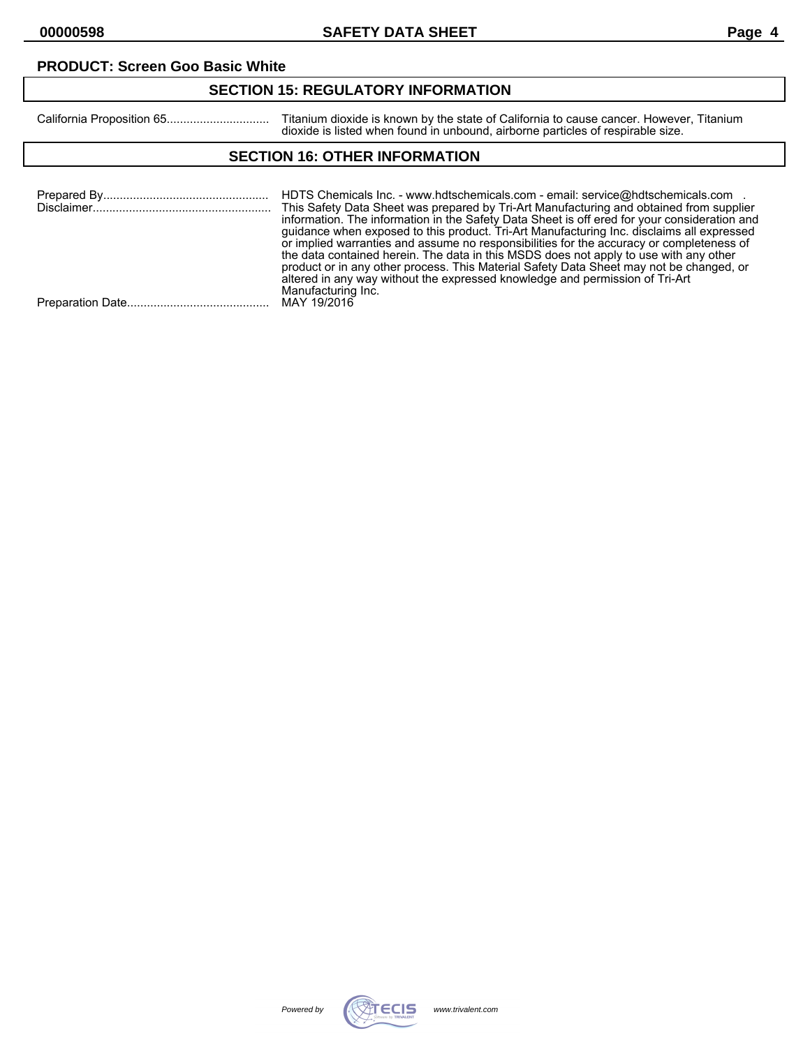**PRODUCT: Screen Goo Basic White**

## SECTION 15: REGULATORY INFORMATION

| | |
|---|---|
| California Proposition 65............................... | Titanium dioxide is known by the state of California to cause cancer. However, Titanium dioxide is listed when found in unbound, airborne particles of respirable size. |

## SECTION 16: OTHER INFORMATION

| | |
|---|---|
| Prepared By................................................ | HDTS Chemicals Inc. - www.hdtschemicals.com - email: service@hdtschemicals.com . |
| Disclaimer..................................................... | This Safety Data Sheet was prepared by Tri-Art Manufacturing and obtained from supplier information. The information in the Safety Data Sheet is off ered for your consideration and guidance when exposed to this product. Tri-Art Manufacturing Inc. disclaims all expressed or implied warranties and assume no responsibilities for the accuracy or completeness of the data contained herein. The data in this MSDS does not apply to use with any other product or in any other process. This Material Safety Data Sheet may not be changed, or altered in any way without the expressed knowledge and permission of Tri-Art Manufacturing Inc. |
| Preparation Date.......................................... | MAY 19/2016 |

Powered by TECIS www.trivalent.com